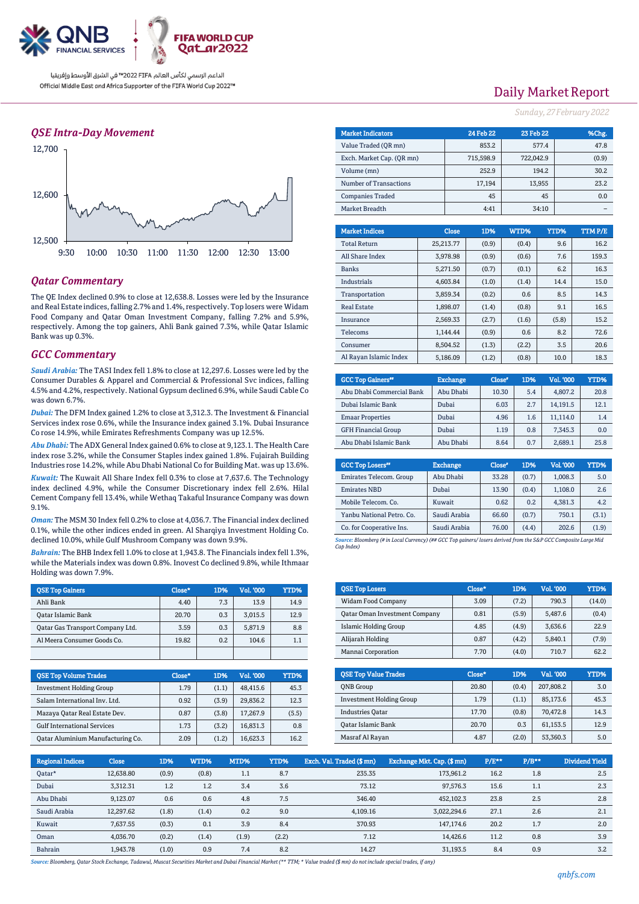QNB FINANCIAL SERVICES

FIFA WORLD CUP Qatar2022

الداعم الرسمي لكأس العالم FIFA 2022™ في الشرق الأوسط وإفريقيا

Official Middle East and Africa Supporter of the FIFA World Cup 2022™

# Daily Market Report

*Sunday, 27 February 2022*

## *QSE Intra-Day Movement*

12,700
12,600
12,500
9:30 10:00 10:30 11:00 11:30 12:00 12:30 13:00

## *Qatar Commentary*

The QE Index declined 0.9% to close at 12,638.8. Losses were led by the Insurance and Real Estate indices, falling 2.7% and 1.4%, respectively. Top losers were Widam Food Company and Qatar Oman Investment Company, falling 7.2% and 5.9%, respectively. Among the top gainers, Ahli Bank gained 7.3%, while Qatar Islamic Bank was up 0.3%.

## *GCC Commentary*

***Saudi Arabia:*** The TASI Index fell 1.8% to close at 12,297.6. Losses were led by the Consumer Durables & Apparel and Commercial & Professional Svc indices, falling 4.5% and 4.2%, respectively. National Gypsum declined 6.9%, while Saudi Cable Co was down 6.7%.

***Dubai:*** The DFM Index gained 1.2% to close at 3,312.3. The Investment & Financial Services index rose 0.6%, while the Insurance index gained 3.1%. Dubai Insurance Co rose 14.9%, while Emirates Refreshments Company was up 12.5%.

***Abu Dhabi:*** The ADX General Index gained 0.6% to close at 9,123.1. The Health Care index rose 3.2%, while the Consumer Staples index gained 1.8%. Fujairah Building Industries rose 14.2%, while Abu Dhabi National Co for Building Mat. was up 13.6%.

***Kuwait:*** The Kuwait All Share Index fell 0.3% to close at 7,637.6. The Technology index declined 4.9%, while the Consumer Discretionary index fell 2.6%. Hilal Cement Company fell 13.4%, while Wethaq Takaful Insurance Company was down 9.1%.

***Oman:*** The MSM 30 Index fell 0.2% to close at 4,036.7. The Financial index declined 0.1%, while the other indices ended in green. Al Sharqiya Investment Holding Co. declined 10.0%, while Gulf Mushroom Company was down 9.9%.

***Bahrain:*** The BHB Index fell 1.0% to close at 1,943.8. The Financials index fell 1.3%, while the Materials index was down 0.8%. Inovest Co declined 9.8%, while Ithmaar Holding was down 7.9%.

| Market Indicators | 24 Feb 22 | 23 Feb 22 | %Chg. |
|---|---|---|---|
| Value Traded (QR mn) | 853.2 | 577.4 | 47.8 |
| Exch. Market Cap. (QR mn) | 715,598.9 | 722,042.9 | (0.9) |
| Volume (mn) | 252.9 | 194.2 | 30.2 |
| Number of Transactions | 17,194 | 13,955 | 23.2 |
| Companies Traded | 45 | 45 | 0.0 |
| Market Breadth | 4:41 | 34:10 | – |

| Market Indices | Close | 1D% | WTD% | YTD% | TTM P/E |
|---|---|---|---|---|---|
| Total Return | 25,213.77 | (0.9) | (0.4) | 9.6 | 16.2 |
| All Share Index | 3,978.98 | (0.9) | (0.6) | 7.6 | 159.3 |
| Banks | 5,271.50 | (0.7) | (0.1) | 6.2 | 16.3 |
| Industrials | 4,603.84 | (1.0) | (1.4) | 14.4 | 15.0 |
| Transportation | 3,859.34 | (0.2) | 0.6 | 8.5 | 14.3 |
| Real Estate | 1,898.07 | (1.4) | (0.8) | 9.1 | 16.5 |
| Insurance | 2,569.33 | (2.7) | (1.6) | (5.8) | 15.2 |
| Telecoms | 1,144.44 | (0.9) | 0.6 | 8.2 | 72.6 |
| Consumer | 8,504.52 | (1.3) | (2.2) | 3.5 | 20.6 |
| Al Rayan Islamic Index | 5,186.09 | (1.2) | (0.8) | 10.0 | 18.3 |

| GCC Top Gainers## | Exchange | Close# | 1D% | Vol. '000 | YTD% |
|---|---|---|---|---|---|
| Abu Dhabi Commercial Bank | Abu Dhabi | 10.30 | 5.4 | 4,807.2 | 20.8 |
| Dubai Islamic Bank | Dubai | 6.03 | 2.7 | 14,191.5 | 12.1 |
| Emaar Properties | Dubai | 4.96 | 1.6 | 11,114.0 | 1.4 |
| GFH Financial Group | Dubai | 1.19 | 0.8 | 7,345.3 | 0.0 |
| Abu Dhabi Islamic Bank | Abu Dhabi | 8.64 | 0.7 | 2,689.1 | 25.8 |

| GCC Top Losers## | Exchange | Close# | 1D% | Vol. '000 | YTD% |
|---|---|---|---|---|---|
| Emirates Telecom. Group | Abu Dhabi | 33.28 | (0.7) | 1,008.3 | 5.0 |
| Emirates NBD | Dubai | 13.90 | (0.4) | 1,108.0 | 2.6 |
| Mobile Telecom. Co. | Kuwait | 0.62 | 0.2 | 4,381.3 | 4.2 |
| Yanbu National Petro. Co. | Saudi Arabia | 66.60 | (0.7) | 750.1 | (3.1) |
| Co. for Cooperative Ins. | Saudi Arabia | 76.00 | (4.4) | 202.6 | (1.9) |

*Source: Bloomberg (# in Local Currency) (## GCC Top gainers/ losers derived from the S&P GCC Composite Large Mid Cap Index)*

| QSE Top Gainers | Close* | 1D% | Vol. '000 | YTD% |
|---|---|---|---|---|
| Ahli Bank | 4.40 | 7.3 | 13.9 | 14.9 |
| Qatar Islamic Bank | 20.70 | 0.3 | 3,015.5 | 12.9 |
| Qatar Gas Transport Company Ltd. | 3.59 | 0.3 | 5,871.9 | 8.8 |
| Al Meera Consumer Goods Co. | 19.82 | 0.2 | 104.6 | 1.1 |

| QSE Top Losers | Close* | 1D% | Vol. '000 | YTD% |
|---|---|---|---|---|
| Widam Food Company | 3.09 | (7.2) | 790.3 | (14.0) |
| Qatar Oman Investment Company | 0.81 | (5.9) | 5,487.6 | (0.4) |
| Islamic Holding Group | 4.85 | (4.9) | 3,636.6 | 22.9 |
| Alijarah Holding | 0.87 | (4.2) | 5,840.1 | (7.9) |
| Mannai Corporation | 7.70 | (4.0) | 710.7 | 62.2 |

| QSE Top Volume Trades | Close* | 1D% | Vol. '000 | YTD% |
|---|---|---|---|---|
| Investment Holding Group | 1.79 | (1.1) | 48,415.6 | 45.3 |
| Salam International Inv. Ltd. | 0.92 | (3.9) | 29,836.2 | 12.3 |
| Mazaya Qatar Real Estate Dev. | 0.87 | (3.8) | 17,267.9 | (5.5) |
| Gulf International Services | 1.73 | (3.2) | 16,831.3 | 0.8 |
| Qatar Aluminium Manufacturing Co. | 2.09 | (1.2) | 16,623.3 | 16.2 |

| QSE Top Value Trades | Close* | 1D% | Val. '000 | YTD% |
|---|---|---|---|---|
| QNB Group | 20.80 | (0.4) | 207,808.2 | 3.0 |
| Investment Holding Group | 1.79 | (1.1) | 85,173.6 | 45.3 |
| Industries Qatar | 17.70 | (0.8) | 70,472.8 | 14.3 |
| Qatar Islamic Bank | 20.70 | 0.3 | 61,153.5 | 12.9 |
| Masraf Al Rayan | 4.87 | (2.0) | 53,360.3 | 5.0 |

| Regional Indices | Close | 1D% | WTD% | MTD% | YTD% | Exch. Val. Traded ($ mn) | Exchange Mkt. Cap. ($ mn) | P/E** | P/B** | Dividend Yield |
|---|---|---|---|---|---|---|---|---|---|---|
| Qatar* | 12,638.80 | (0.9) | (0.8) | 1.1 | 8.7 | 235.35 | 173,961.2 | 16.2 | 1.8 | 2.5 |
| Dubai | 3,312.31 | 1.2 | 1.2 | 3.4 | 3.6 | 73.12 | 97,576.3 | 15.6 | 1.1 | 2.3 |
| Abu Dhabi | 9,123.07 | 0.6 | 0.6 | 4.8 | 7.5 | 346.40 | 452,102.3 | 23.8 | 2.5 | 2.8 |
| Saudi Arabia | 12,297.62 | (1.8) | (1.4) | 0.2 | 9.0 | 4,109.16 | 3,022,294.6 | 27.1 | 2.6 | 2.1 |
| Kuwait | 7,637.55 | (0.3) | 0.1 | 3.9 | 8.4 | 370.93 | 147,174.6 | 20.2 | 1.7 | 2.0 |
| Oman | 4,036.70 | (0.2) | (1.4) | (1.9) | (2.2) | 7.12 | 14,426.6 | 11.2 | 0.8 | 3.9 |
| Bahrain | 1,943.78 | (1.0) | 0.9 | 7.4 | 8.2 | 14.27 | 31,193.5 | 8.4 | 0.9 | 3.2 |

*Source: Bloomberg, Qatar Stock Exchange, Tadawul, Muscat Securities Market and Dubai Financial Market (** TTM; * Value traded ($ mn) do not include special trades, if any)*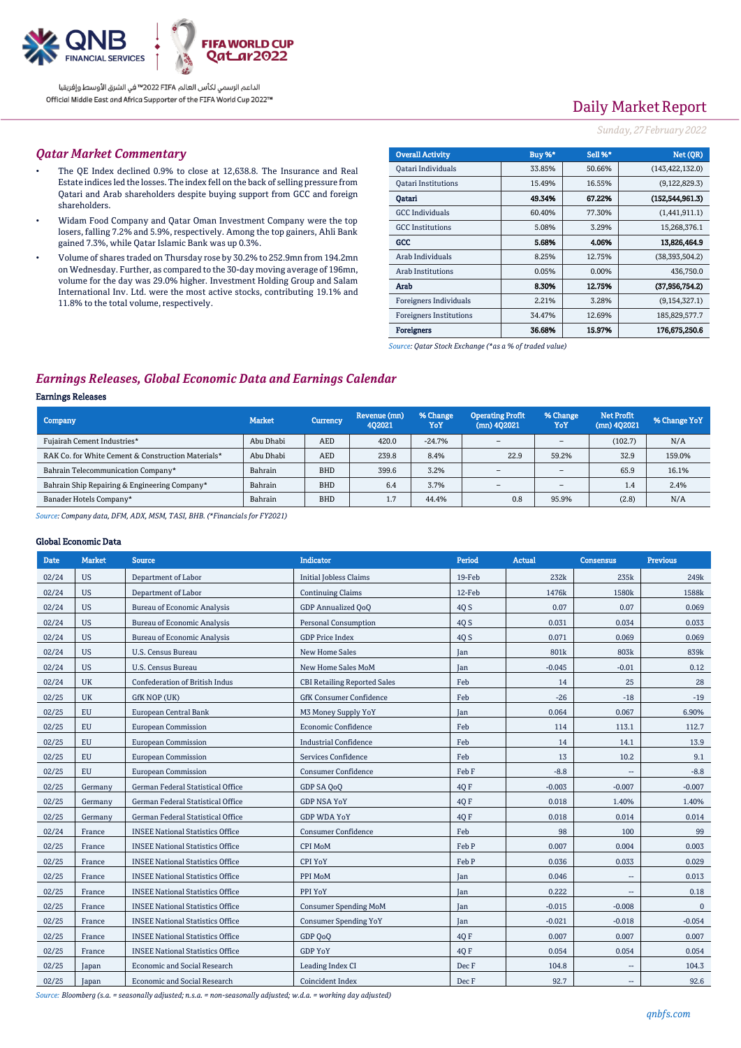Daily Market Report

*Sunday, 27 February 2022*

## Qatar Market Commentary

- The QE Index declined 0.9% to close at 12,638.8. The Insurance and Real Estate indices led the losses. The index fell on the back of selling pressure from Qatari and Arab shareholders despite buying support from GCC and foreign shareholders.
- Widam Food Company and Qatar Oman Investment Company were the top losers, falling 7.2% and 5.9%, respectively. Among the top gainers, Ahli Bank gained 7.3%, while Qatar Islamic Bank was up 0.3%.
- Volume of shares traded on Thursday rose by 30.2% to 252.9mn from 194.2mn on Wednesday. Further, as compared to the 30-day moving average of 196mn, volume for the day was 29.0% higher. Investment Holding Group and Salam International Inv. Ltd. were the most active stocks, contributing 19.1% and 11.8% to the total volume, respectively.

| Overall Activity | Buy %* | Sell %* | Net (QR) |
|---|---|---|---|
| Qatari Individuals | 33.85% | 50.66% | (143,422,132.0) |
| Qatari Institutions | 15.49% | 16.55% | (9,122,829.3) |
| **Qatari** | **49.34%** | **67.22%** | **(152,544,961.3)** |
| GCC Individuals | 60.40% | 77.30% | (1,441,911.1) |
| GCC Institutions | 5.08% | 3.29% | 15,268,376.1 |
| **GCC** | **5.68%** | **4.06%** | **13,826,464.9** |
| Arab Individuals | 8.25% | 12.75% | (38,393,504.2) |
| Arab Institutions | 0.05% | 0.00% | 436,750.0 |
| **Arab** | **8.30%** | **12.75%** | **(37,956,754.2)** |
| Foreigners Individuals | 2.21% | 3.28% | (9,154,327.1) |
| Foreigners Institutions | 34.47% | 12.69% | 185,829,577.7 |
| **Foreigners** | **36.68%** | **15.97%** | **176,675,250.6** |

*Source: Qatar Stock Exchange (\*as a % of traded value)*

## Earnings Releases, Global Economic Data and Earnings Calendar

### Earnings Releases

| Company | Market | Currency | Revenue (mn) 4Q2021 | % Change YoY | Operating Profit (mn) 4Q2021 | % Change YoY | Net Profit (mn) 4Q2021 | % Change YoY |
|---|---|---|---|---|---|---|---|---|
| Fujairah Cement Industries* | Abu Dhabi | AED | 420.0 | -24.7% | – | – | (102.7) | N/A |
| RAK Co. for White Cement & Construction Materials* | Abu Dhabi | AED | 239.8 | 8.4% | 22.9 | 59.2% | 32.9 | 159.0% |
| Bahrain Telecommunication Company* | Bahrain | BHD | 399.6 | 3.2% | – | – | 65.9 | 16.1% |
| Bahrain Ship Repairing & Engineering Company* | Bahrain | BHD | 6.4 | 3.7% | – | – | 1.4 | 2.4% |
| Banader Hotels Company* | Bahrain | BHD | 1.7 | 44.4% | 0.8 | 95.9% | (2.8) | N/A |

*Source: Company data, DFM, ADX, MSM, TASI, BHB. (\*Financials for FY2021)*

### Global Economic Data

| Date | Market | Source | Indicator | Period | Actual | Consensus | Previous |
|---|---|---|---|---|---|---|---|
| 02/24 | US | Department of Labor | Initial Jobless Claims | 19-Feb | 232k | 235k | 249k |
| 02/24 | US | Department of Labor | Continuing Claims | 12-Feb | 1476k | 1580k | 1588k |
| 02/24 | US | Bureau of Economic Analysis | GDP Annualized QoQ | 4Q S | 0.07 | 0.07 | 0.069 |
| 02/24 | US | Bureau of Economic Analysis | Personal Consumption | 4Q S | 0.031 | 0.034 | 0.033 |
| 02/24 | US | Bureau of Economic Analysis | GDP Price Index | 4Q S | 0.071 | 0.069 | 0.069 |
| 02/24 | US | U.S. Census Bureau | New Home Sales | Jan | 801k | 803k | 839k |
| 02/24 | US | U.S. Census Bureau | New Home Sales MoM | Jan | -0.045 | -0.01 | 0.12 |
| 02/24 | UK | Confederation of British Indus | CBI Retailing Reported Sales | Feb | 14 | 25 | 28 |
| 02/25 | UK | GfK NOP (UK) | GfK Consumer Confidence | Feb | -26 | -18 | -19 |
| 02/25 | EU | European Central Bank | M3 Money Supply YoY | Jan | 0.064 | 0.067 | 6.90% |
| 02/25 | EU | European Commission | Economic Confidence | Feb | 114 | 113.1 | 112.7 |
| 02/25 | EU | European Commission | Industrial Confidence | Feb | 14 | 14.1 | 13.9 |
| 02/25 | EU | European Commission | Services Confidence | Feb | 13 | 10.2 | 9.1 |
| 02/25 | EU | European Commission | Consumer Confidence | Feb F | -8.8 | -- | -8.8 |
| 02/25 | Germany | German Federal Statistical Office | GDP SA QoQ | 4Q F | -0.003 | -0.007 | -0.007 |
| 02/25 | Germany | German Federal Statistical Office | GDP NSA YoY | 4Q F | 0.018 | 1.40% | 1.40% |
| 02/25 | Germany | German Federal Statistical Office | GDP WDA YoY | 4Q F | 0.018 | 0.014 | 0.014 |
| 02/24 | France | INSEE National Statistics Office | Consumer Confidence | Feb | 98 | 100 | 99 |
| 02/25 | France | INSEE National Statistics Office | CPI MoM | Feb P | 0.007 | 0.004 | 0.003 |
| 02/25 | France | INSEE National Statistics Office | CPI YoY | Feb P | 0.036 | 0.033 | 0.029 |
| 02/25 | France | INSEE National Statistics Office | PPI MoM | Jan | 0.046 | -- | 0.013 |
| 02/25 | France | INSEE National Statistics Office | PPI YoY | Jan | 0.222 | -- | 0.18 |
| 02/25 | France | INSEE National Statistics Office | Consumer Spending MoM | Jan | -0.015 | -0.008 | 0 |
| 02/25 | France | INSEE National Statistics Office | Consumer Spending YoY | Jan | -0.021 | -0.018 | -0.054 |
| 02/25 | France | INSEE National Statistics Office | GDP QoQ | 4Q F | 0.007 | 0.007 | 0.007 |
| 02/25 | France | INSEE National Statistics Office | GDP YoY | 4Q F | 0.054 | 0.054 | 0.054 |
| 02/25 | Japan | Economic and Social Research | Leading Index CI | Dec F | 104.8 | -- | 104.3 |
| 02/25 | Japan | Economic and Social Research | Coincident Index | Dec F | 92.7 | -- | 92.6 |

*Source: Bloomberg (s.a. = seasonally adjusted; n.s.a. = non-seasonally adjusted; w.d.a. = working day adjusted)*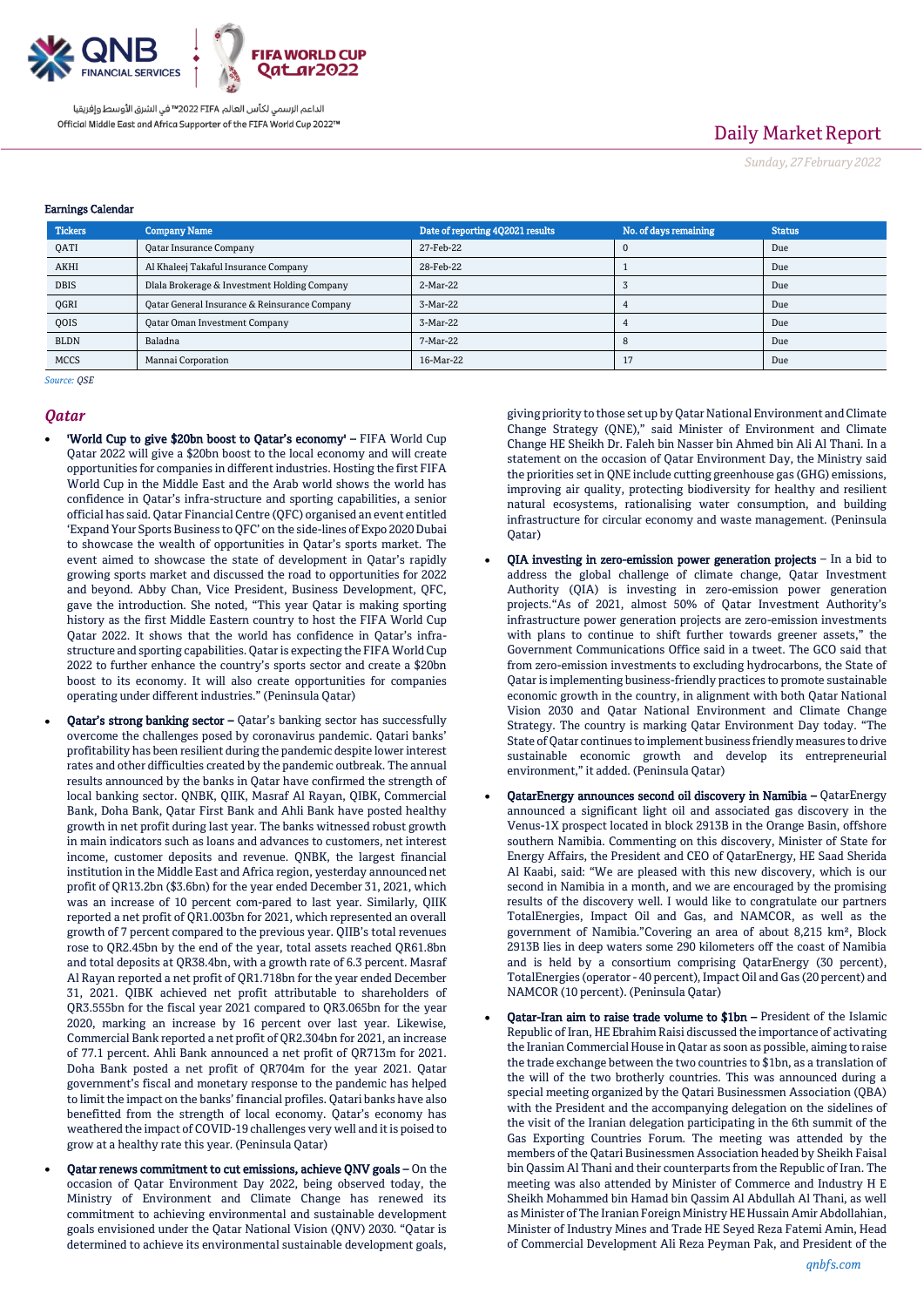### Earnings Calendar

| Tickers | Company Name | Date of reporting 4Q2021 results | No. of days remaining | Status |
|---|---|---|---|---|
| QATI | Qatar Insurance Company | 27-Feb-22 | 0 | Due |
| AKHI | Al Khaleej Takaful Insurance Company | 28-Feb-22 | 1 | Due |
| DBIS | Dlala Brokerage & Investment Holding Company | 2-Mar-22 | 3 | Due |
| QGRI | Qatar General Insurance & Reinsurance Company | 3-Mar-22 | 4 | Due |
| QOIS | Qatar Oman Investment Company | 3-Mar-22 | 4 | Due |
| BLDN | Baladna | 7-Mar-22 | 8 | Due |
| MCCS | Mannai Corporation | 16-Mar-22 | 17 | Due |

*Source: QSE*

## Qatar

- **'World Cup to give $20bn boost to Qatar's economy' –** FIFA World Cup Qatar 2022 will give a $20bn boost to the local economy and will create opportunities for companies in different industries. Hosting the first FIFA World Cup in the Middle East and the Arab world shows the world has confidence in Qatar's infra-structure and sporting capabilities, a senior official has said. Qatar Financial Centre (QFC) organised an event entitled 'Expand Your Sports Business to QFC' on the side-lines of Expo 2020 Dubai to showcase the wealth of opportunities in Qatar's sports market. The event aimed to showcase the state of development in Qatar's rapidly growing sports market and discussed the road to opportunities for 2022 and beyond. Abby Chan, Vice President, Business Development, QFC, gave the introduction. She noted, "This year Qatar is making sporting history as the first Middle Eastern country to host the FIFA World Cup Qatar 2022. It shows that the world has confidence in Qatar's infra-structure and sporting capabilities. Qatar is expecting the FIFA World Cup 2022 to further enhance the country's sports sector and create a $20bn boost to its economy. It will also create opportunities for companies operating under different industries." (Peninsula Qatar)

- **Qatar's strong banking sector –** Qatar's banking sector has successfully overcome the challenges posed by coronavirus pandemic. Qatari banks' profitability has been resilient during the pandemic despite lower interest rates and other difficulties created by the pandemic outbreak. The annual results announced by the banks in Qatar have confirmed the strength of local banking sector. QNBK, QIIK, Masraf Al Rayan, QIBK, Commercial Bank, Doha Bank, Qatar First Bank and Ahli Bank have posted healthy growth in net profit during last year. The banks witnessed robust growth in main indicators such as loans and advances to customers, net interest income, customer deposits and revenue. QNBK, the largest financial institution in the Middle East and Africa region, yesterday announced net profit of QR13.2bn ($3.6bn) for the year ended December 31, 2021, which was an increase of 10 percent com-pared to last year. Similarly, QIIK reported a net profit of QR1.003bn for 2021, which represented an overall growth of 7 percent compared to the previous year. QIIB's total revenues rose to QR2.45bn by the end of the year, total assets reached QR61.8bn and total deposits at QR38.4bn, with a growth rate of 6.3 percent. Masraf Al Rayan reported a net profit of QR1.718bn for the year ended December 31, 2021. QIBK achieved net profit attributable to shareholders of QR3.555bn for the fiscal year 2021 compared to QR3.065bn for the year 2020, marking an increase by 16 percent over last year. Likewise, Commercial Bank reported a net profit of QR2.304bn for 2021, an increase of 77.1 percent. Ahli Bank announced a net profit of QR713m for 2021. Doha Bank posted a net profit of QR704m for the year 2021. Qatar government's fiscal and monetary response to the pandemic has helped to limit the impact on the banks' financial profiles. Qatari banks have also benefitted from the strength of local economy. Qatar's economy has weathered the impact of COVID-19 challenges very well and it is poised to grow at a healthy rate this year. (Peninsula Qatar)

- **Qatar renews commitment to cut emissions, achieve QNV goals –** On the occasion of Qatar Environment Day 2022, being observed today, the Ministry of Environment and Climate Change has renewed its commitment to achieving environmental and sustainable development goals envisioned under the Qatar National Vision (QNV) 2030. "Qatar is determined to achieve its environmental sustainable development goals, giving priority to those set up by Qatar National Environment and Climate Change Strategy (QNE)," said Minister of Environment and Climate Change HE Sheikh Dr. Faleh bin Nasser bin Ahmed bin Ali Al Thani. In a statement on the occasion of Qatar Environment Day, the Ministry said the priorities set in QNE include cutting greenhouse gas (GHG) emissions, improving air quality, protecting biodiversity for healthy and resilient natural ecosystems, rationalising water consumption, and building infrastructure for circular economy and waste management. (Peninsula Qatar)

- **QIA investing in zero-emission power generation projects –** In a bid to address the global challenge of climate change, Qatar Investment Authority (QIA) is investing in zero-emission power generation projects."As of 2021, almost 50% of Qatar Investment Authority's infrastructure power generation projects are zero-emission investments with plans to continue to shift further towards greener assets," the Government Communications Office said in a tweet. The GCO said that from zero-emission investments to excluding hydrocarbons, the State of Qatar is implementing business-friendly practices to promote sustainable economic growth in the country, in alignment with both Qatar National Vision 2030 and Qatar National Environment and Climate Change Strategy. The country is marking Qatar Environment Day today. "The State of Qatar continues to implement business friendly measures to drive sustainable economic growth and develop its entrepreneurial environment," it added. (Peninsula Qatar)

- **QatarEnergy announces second oil discovery in Namibia –** QatarEnergy announced a significant light oil and associated gas discovery in the Venus-1X prospect located in block 2913B in the Orange Basin, offshore southern Namibia. Commenting on this discovery, Minister of State for Energy Affairs, the President and CEO of QatarEnergy, HE Saad Sherida Al Kaabi, said: "We are pleased with this new discovery, which is our second in Namibia in a month, and we are encouraged by the promising results of the discovery well. I would like to congratulate our partners TotalEnergies, Impact Oil and Gas, and NAMCOR, as well as the government of Namibia."Covering an area of about 8,215 km², Block 2913B lies in deep waters some 290 kilometers off the coast of Namibia and is held by a consortium comprising QatarEnergy (30 percent), TotalEnergies (operator - 40 percent), Impact Oil and Gas (20 percent) and NAMCOR (10 percent). (Peninsula Qatar)

- **Qatar-Iran aim to raise trade volume to $1bn –** President of the Islamic Republic of Iran, HE Ebrahim Raisi discussed the importance of activating the Iranian Commercial House in Qatar as soon as possible, aiming to raise the trade exchange between the two countries to $1bn, as a translation of the will of the two brotherly countries. This was announced during a special meeting organized by the Qatari Businessmen Association (QBA) with the President and the accompanying delegation on the sidelines of the visit of the Iranian delegation participating in the 6th summit of the Gas Exporting Countries Forum. The meeting was attended by the members of the Qatari Businessmen Association headed by Sheikh Faisal bin Qassim Al Thani and their counterparts from the Republic of Iran. The meeting was also attended by Minister of Commerce and Industry H E Sheikh Mohammed bin Hamad bin Qassim Al Abdullah Al Thani, as well as Minister of The Iranian Foreign Ministry HE Hussain Amir Abdollahian, Minister of Industry Mines and Trade HE Seyed Reza Fatemi Amin, Head of Commercial Development Ali Reza Peyman Pak, and President of the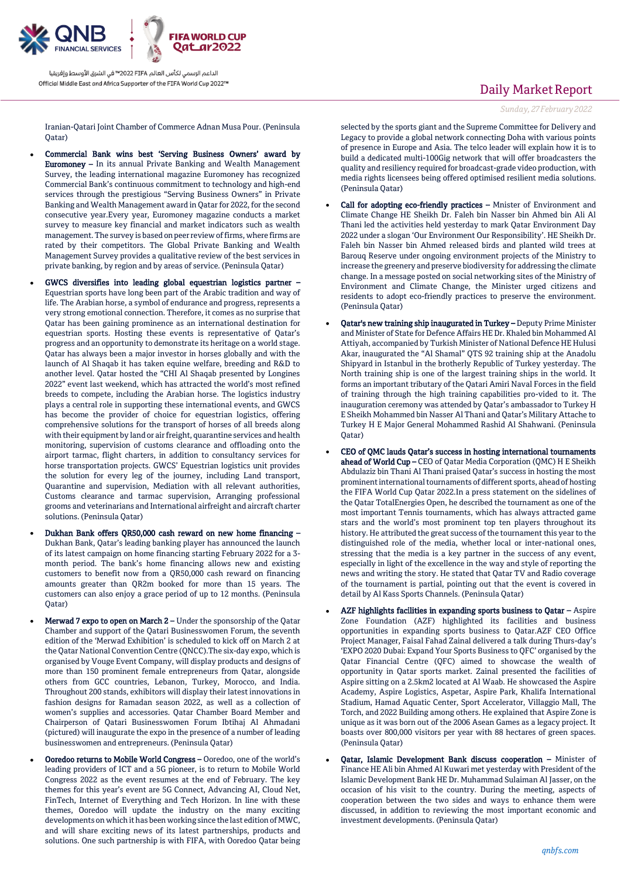Iranian-Qatari Joint Chamber of Commerce Adnan Musa Pour. (Peninsula Qatar)

- **Commercial Bank wins best 'Serving Business Owners' award by Euromoney –** In its annual Private Banking and Wealth Management Survey, the leading international magazine Euromoney has recognized Commercial Bank's continuous commitment to technology and high-end services through the prestigious "Serving Business Owners" in Private Banking and Wealth Management award in Qatar for 2022, for the second consecutive year.Every year, Euromoney magazine conducts a market survey to measure key financial and market indicators such as wealth management. The survey is based on peer review of firms, where firms are rated by their competitors. The Global Private Banking and Wealth Management Survey provides a qualitative review of the best services in private banking, by region and by areas of service. (Peninsula Qatar)

- **GWCS diversifies into leading global equestrian logistics partner –** Equestrian sports have long been part of the Arabic tradition and way of life. The Arabian horse, a symbol of endurance and progress, represents a very strong emotional connection. Therefore, it comes as no surprise that Qatar has been gaining prominence as an international destination for equestrian sports. Hosting these events is representative of Qatar's progress and an opportunity to demonstrate its heritage on a world stage. Qatar has always been a major investor in horses globally and with the launch of Al Shaqab it has taken equine welfare, breeding and R&D to another level. Qatar hosted the "CHI Al Shaqab presented by Longines 2022" event last weekend, which has attracted the world's most refined breeds to compete, including the Arabian horse. The logistics industry plays a central role in supporting these international events, and GWCS has become the provider of choice for equestrian logistics, offering comprehensive solutions for the transport of horses of all breeds along with their equipment by land or air freight, quarantine services and health monitoring, supervision of customs clearance and offloading onto the airport tarmac, flight charters, in addition to consultancy services for horse transportation projects. GWCS' Equestrian logistics unit provides the solution for every leg of the journey, including Land transport, Quarantine and supervision, Mediation with all relevant authorities, Customs clearance and tarmac supervision, Arranging professional grooms and veterinarians and International airfreight and aircraft charter solutions. (Peninsula Qatar)

- **Dukhan Bank offers QR50,000 cash reward on new home financing –** Dukhan Bank, Qatar's leading banking player has announced the launch of its latest campaign on home financing starting February 2022 for a 3-month period. The bank's home financing allows new and existing customers to benefit now from a QR50,000 cash reward on financing amounts greater than QR2m booked for more than 15 years. The customers can also enjoy a grace period of up to 12 months. (Peninsula Qatar)

- **Merwad 7 expo to open on March 2 –** Under the sponsorship of the Qatar Chamber and support of the Qatari Businesswomen Forum, the seventh edition of the 'Merwad Exhibition' is scheduled to kick off on March 2 at the Qatar National Convention Centre (QNCC).The six-day expo, which is organised by Vouge Event Company, will display products and designs of more than 150 prominent female entrepreneurs from Qatar, alongside others from GCC countries, Lebanon, Turkey, Morocco, and India. Throughout 200 stands, exhibitors will display their latest innovations in fashion designs for Ramadan season 2022, as well as a collection of women's supplies and accessories. Qatar Chamber Board Member and Chairperson of Qatari Businesswomen Forum Ibtihaj Al Ahmadani (pictured) will inaugurate the expo in the presence of a number of leading businesswomen and entrepreneurs. (Peninsula Qatar)

- **Ooredoo returns to Mobile World Congress –** Ooredoo, one of the world's leading providers of ICT and a 5G pioneer, is to return to Mobile World Congress 2022 as the event resumes at the end of February. The key themes for this year's event are 5G Connect, Advancing AI, Cloud Net, FinTech, Internet of Everything and Tech Horizon. In line with these themes, Ooredoo will update the industry on the many exciting developments on which it has been working since the last edition of MWC, and will share exciting news of its latest partnerships, products and solutions. One such partnership is with FIFA, with Ooredoo Qatar being selected by the sports giant and the Supreme Committee for Delivery and Legacy to provide a global network connecting Doha with various points of presence in Europe and Asia. The telco leader will explain how it is to build a dedicated multi-100Gig network that will offer broadcasters the quality and resiliency required for broadcast-grade video production, with media rights licensees being offered optimised resilient media solutions. (Peninsula Qatar)

- **Call for adopting eco-friendly practices –** Minister of Environment and Climate Change HE Sheikh Dr. Faleh bin Nasser bin Ahmed bin Ali Al Thani led the activities held yesterday to mark Qatar Environment Day 2022 under a slogan 'Our Environment Our Responsibility'. HE Sheikh Dr. Faleh bin Nasser bin Ahmed released birds and planted wild trees at Barouq Reserve under ongoing environment projects of the Ministry to increase the greenery and preserve biodiversity for addressing the climate change. In a message posted on social networking sites of the Ministry of Environment and Climate Change, the Minister urged citizens and residents to adopt eco-friendly practices to preserve the environment. (Peninsula Qatar)

- **Qatar's new training ship inaugurated in Turkey –** Deputy Prime Minister and Minister of State for Defence Affairs HE Dr. Khaled bin Mohammed Al Attiyah, accompanied by Turkish Minister of National Defence HE Hulusi Akar, inaugurated the "Al Shamal" QTS 92 training ship at the Anadolu Shipyard in Istanbul in the brotherly Republic of Turkey yesterday. The North training ship is one of the largest training ships in the world. It forms an important tributary of the Qatari Amiri Naval Forces in the field of training through the high training capabilities pro-vided to it. The inauguration ceremony was attended by Qatar's ambassador to Turkey H E Sheikh Mohammed bin Nasser Al Thani and Qatar's Military Attache to Turkey H E Major General Mohammed Rashid Al Shahwani. (Peninsula Qatar)

- **CEO of QMC lauds Qatar's success in hosting international tournaments ahead of World Cup –** CEO of Qatar Media Corporation (QMC) H E Sheikh Abdulaziz bin Thani Al Thani praised Qatar's success in hosting the most prominent international tournaments of different sports, ahead of hosting the FIFA World Cup Qatar 2022.In a press statement on the sidelines of the Qatar TotalEnergies Open, he described the tournament as one of the most important Tennis tournaments, which has always attracted game stars and the world's most prominent top ten players throughout its history. He attributed the great success of the tournament this year to the distinguished role of the media, whether local or inter-national ones, stressing that the media is a key partner in the success of any event, especially in light of the excellence in the way and style of reporting the news and writing the story. He stated that Qatar TV and Radio coverage of the tournament is partial, pointing out that the event is covered in detail by Al Kass Sports Channels. (Peninsula Qatar)

- **AZF highlights facilities in expanding sports business to Qatar –** Aspire Zone Foundation (AZF) highlighted its facilities and business opportunities in expanding sports business to Qatar.AZF CEO Office Project Manager, Faisal Fahad Zainal delivered a talk during Thurs-day's 'EXPO 2020 Dubai: Expand Your Sports Business to QFC' organised by the Qatar Financial Centre (QFC) aimed to showcase the wealth of opportunity in Qatar sports market. Zainal presented the facilities of Aspire sitting on a 2.5km2 located at Al Waab. He showcased the Aspire Academy, Aspire Logistics, Aspetar, Aspire Park, Khalifa International Stadium, Hamad Aquatic Center, Sport Accelerator, Villaggio Mall, The Torch, and 2022 Building among others. He explained that Aspire Zone is unique as it was born out of the 2006 Asean Games as a legacy project. It boasts over 800,000 visitors per year with 88 hectares of green spaces. (Peninsula Qatar)

- **Qatar, Islamic Development Bank discuss cooperation –** Minister of Finance HE Ali bin Ahmed Al Kuwari met yesterday with President of the Islamic Development Bank HE Dr. Muhammad Sulaiman Al Jasser, on the occasion of his visit to the country. During the meeting, aspects of cooperation between the two sides and ways to enhance them were discussed, in addition to reviewing the most important economic and investment developments. (Peninsula Qatar)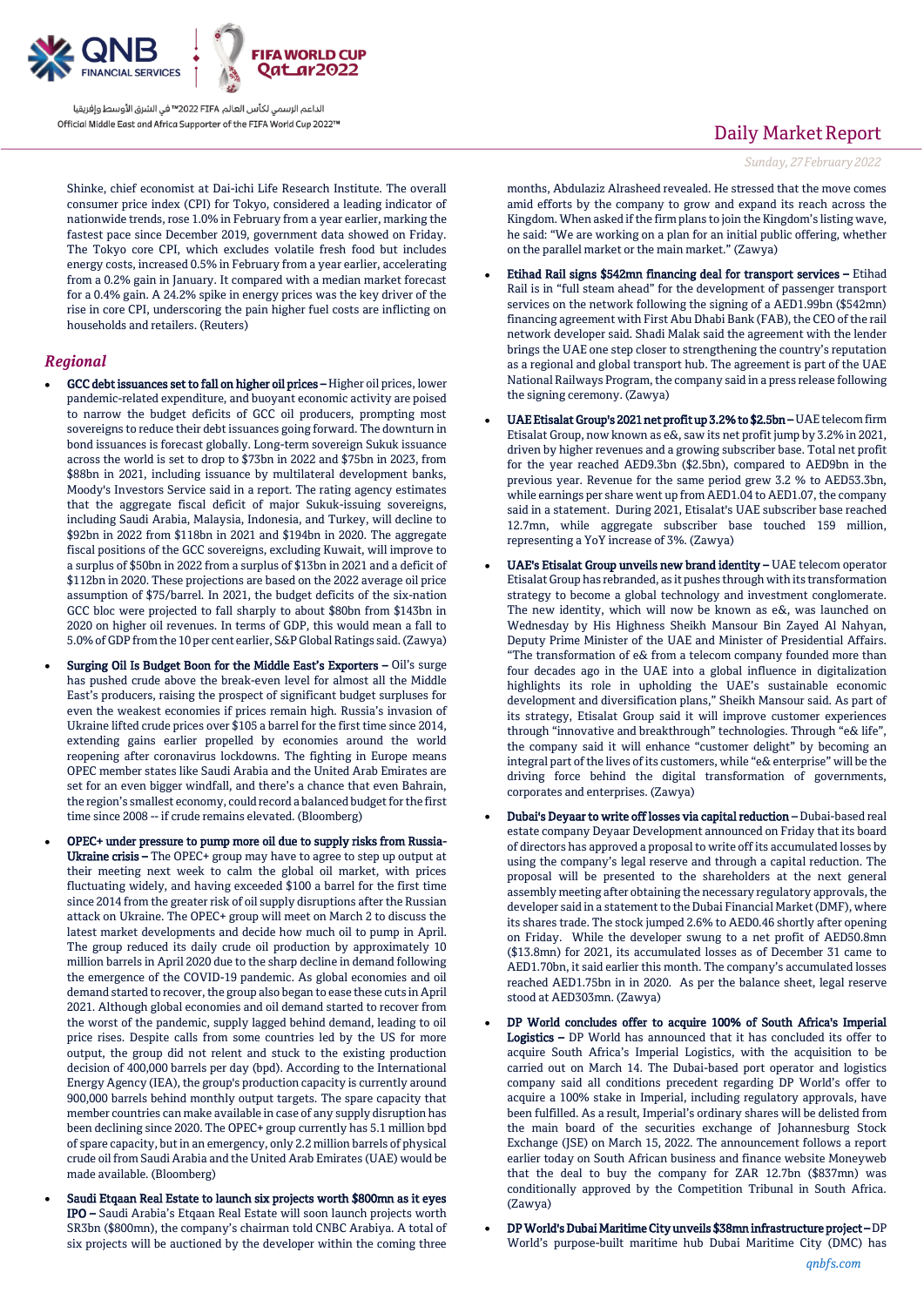Shinke, chief economist at Dai-ichi Life Research Institute. The overall consumer price index (CPI) for Tokyo, considered a leading indicator of nationwide trends, rose 1.0% in February from a year earlier, marking the fastest pace since December 2019, government data showed on Friday. The Tokyo core CPI, which excludes volatile fresh food but includes energy costs, increased 0.5% in February from a year earlier, accelerating from a 0.2% gain in January. It compared with a median market forecast for a 0.4% gain. A 24.2% spike in energy prices was the key driver of the rise in core CPI, underscoring the pain higher fuel costs are inflicting on households and retailers. (Reuters)

## Regional

- **GCC debt issuances set to fall on higher oil prices –** Higher oil prices, lower pandemic-related expenditure, and buoyant economic activity are poised to narrow the budget deficits of GCC oil producers, prompting most sovereigns to reduce their debt issuances going forward. The downturn in bond issuances is forecast globally. Long-term sovereign Sukuk issuance across the world is set to drop to $73bn in 2022 and $75bn in 2023, from $88bn in 2021, including issuance by multilateral development banks, Moody's Investors Service said in a report. The rating agency estimates that the aggregate fiscal deficit of major Sukuk-issuing sovereigns, including Saudi Arabia, Malaysia, Indonesia, and Turkey, will decline to $92bn in 2022 from $118bn in 2021 and $194bn in 2020. The aggregate fiscal positions of the GCC sovereigns, excluding Kuwait, will improve to a surplus of $50bn in 2022 from a surplus of $13bn in 2021 and a deficit of $112bn in 2020. These projections are based on the 2022 average oil price assumption of $75/barrel. In 2021, the budget deficits of the six-nation GCC bloc were projected to fall sharply to about $80bn from $143bn in 2020 on higher oil revenues. In terms of GDP, this would mean a fall to 5.0% of GDP from the 10 per cent earlier, S&P Global Ratings said. (Zawya)

- **Surging Oil Is Budget Boon for the Middle East's Exporters –** Oil's surge has pushed crude above the break-even level for almost all the Middle East's producers, raising the prospect of significant budget surpluses for even the weakest economies if prices remain high. Russia's invasion of Ukraine lifted crude prices over $105 a barrel for the first time since 2014, extending gains earlier propelled by economies around the world reopening after coronavirus lockdowns. The fighting in Europe means OPEC member states like Saudi Arabia and the United Arab Emirates are set for an even bigger windfall, and there's a chance that even Bahrain, the region's smallest economy, could record a balanced budget for the first time since 2008 -- if crude remains elevated. (Bloomberg)

- **OPEC+ under pressure to pump more oil due to supply risks from Russia-Ukraine crisis –** The OPEC+ group may have to agree to step up output at their meeting next week to calm the global oil market, with prices fluctuating widely, and having exceeded $100 a barrel for the first time since 2014 from the greater risk of oil supply disruptions after the Russian attack on Ukraine. The OPEC+ group will meet on March 2 to discuss the latest market developments and decide how much oil to pump in April. The group reduced its daily crude oil production by approximately 10 million barrels in April 2020 due to the sharp decline in demand following the emergence of the COVID-19 pandemic. As global economies and oil demand started to recover, the group also began to ease these cuts in April 2021. Although global economies and oil demand started to recover from the worst of the pandemic, supply lagged behind demand, leading to oil price rises. Despite calls from some countries led by the US for more output, the group did not relent and stuck to the existing production decision of 400,000 barrels per day (bpd). According to the International Energy Agency (IEA), the group's production capacity is currently around 900,000 barrels behind monthly output targets. The spare capacity that member countries can make available in case of any supply disruption has been declining since 2020. The OPEC+ group currently has 5.1 million bpd of spare capacity, but in an emergency, only 2.2 million barrels of physical crude oil from Saudi Arabia and the United Arab Emirates (UAE) would be made available. (Bloomberg)

- **Saudi Etqaan Real Estate to launch six projects worth $800mn as it eyes IPO –** Saudi Arabia's Etqaan Real Estate will soon launch projects worth SR3bn ($800mn), the company's chairman told CNBC Arabiya. A total of six projects will be auctioned by the developer within the coming three months, Abdulaziz Alrasheed revealed. He stressed that the move comes amid efforts by the company to grow and expand its reach across the Kingdom. When asked if the firm plans to join the Kingdom's listing wave, he said: "We are working on a plan for an initial public offering, whether on the parallel market or the main market." (Zawya)

- **Etihad Rail signs $542mn financing deal for transport services –** Etihad Rail is in "full steam ahead" for the development of passenger transport services on the network following the signing of a AED1.99bn ($542mn) financing agreement with First Abu Dhabi Bank (FAB), the CEO of the rail network developer said. Shadi Malak said the agreement with the lender brings the UAE one step closer to strengthening the country's reputation as a regional and global transport hub. The agreement is part of the UAE National Railways Program, the company said in a press release following the signing ceremony. (Zawya)

- **UAE Etisalat Group's 2021 net profit up 3.2% to $2.5bn –** UAE telecom firm Etisalat Group, now known as e&, saw its net profit jump by 3.2% in 2021, driven by higher revenues and a growing subscriber base. Total net profit for the year reached AED9.3bn ($2.5bn), compared to AED9bn in the previous year. Revenue for the same period grew 3.2 % to AED53.3bn, while earnings per share went up from AED1.04 to AED1.07, the company said in a statement. During 2021, Etisalat's UAE subscriber base reached 12.7mn, while aggregate subscriber base touched 159 million, representing a YoY increase of 3%. (Zawya)

- **UAE's Etisalat Group unveils new brand identity –** UAE telecom operator Etisalat Group has rebranded, as it pushes through with its transformation strategy to become a global technology and investment conglomerate. The new identity, which will now be known as e&, was launched on Wednesday by His Highness Sheikh Mansour Bin Zayed Al Nahyan, Deputy Prime Minister of the UAE and Minister of Presidential Affairs. "The transformation of e& from a telecom company founded more than four decades ago in the UAE into a global influence in digitalization highlights its role in upholding the UAE's sustainable economic development and diversification plans," Sheikh Mansour said. As part of its strategy, Etisalat Group said it will improve customer experiences through "innovative and breakthrough" technologies. Through "e& life", the company said it will enhance "customer delight" by becoming an integral part of the lives of its customers, while "e& enterprise" will be the driving force behind the digital transformation of governments, corporates and enterprises. (Zawya)

- **Dubai's Deyaar to write off losses via capital reduction –** Dubai-based real estate company Deyaar Development announced on Friday that its board of directors has approved a proposal to write off its accumulated losses by using the company's legal reserve and through a capital reduction. The proposal will be presented to the shareholders at the next general assembly meeting after obtaining the necessary regulatory approvals, the developer said in a statement to the Dubai Financial Market (DMF), where its shares trade. The stock jumped 2.6% to AED0.46 shortly after opening on Friday. While the developer swung to a net profit of AED50.8mn ($13.8mn) for 2021, its accumulated losses as of December 31 came to AED1.70bn, it said earlier this month. The company's accumulated losses reached AED1.75bn in in 2020. As per the balance sheet, legal reserve stood at AED303mn. (Zawya)

- **DP World concludes offer to acquire 100% of South Africa's Imperial Logistics –** DP World has announced that it has concluded its offer to acquire South Africa's Imperial Logistics, with the acquisition to be carried out on March 14. The Dubai-based port operator and logistics company said all conditions precedent regarding DP World's offer to acquire a 100% stake in Imperial, including regulatory approvals, have been fulfilled. As a result, Imperial's ordinary shares will be delisted from the main board of the securities exchange of Johannesburg Stock Exchange (JSE) on March 15, 2022. The announcement follows a report earlier today on South African business and finance website Moneyweb that the deal to buy the company for ZAR 12.7bn ($837mn) was conditionally approved by the Competition Tribunal in South Africa. (Zawya)

- **DP World's Dubai Maritime City unveils $38mn infrastructure project –** DP World's purpose-built maritime hub Dubai Maritime City (DMC) has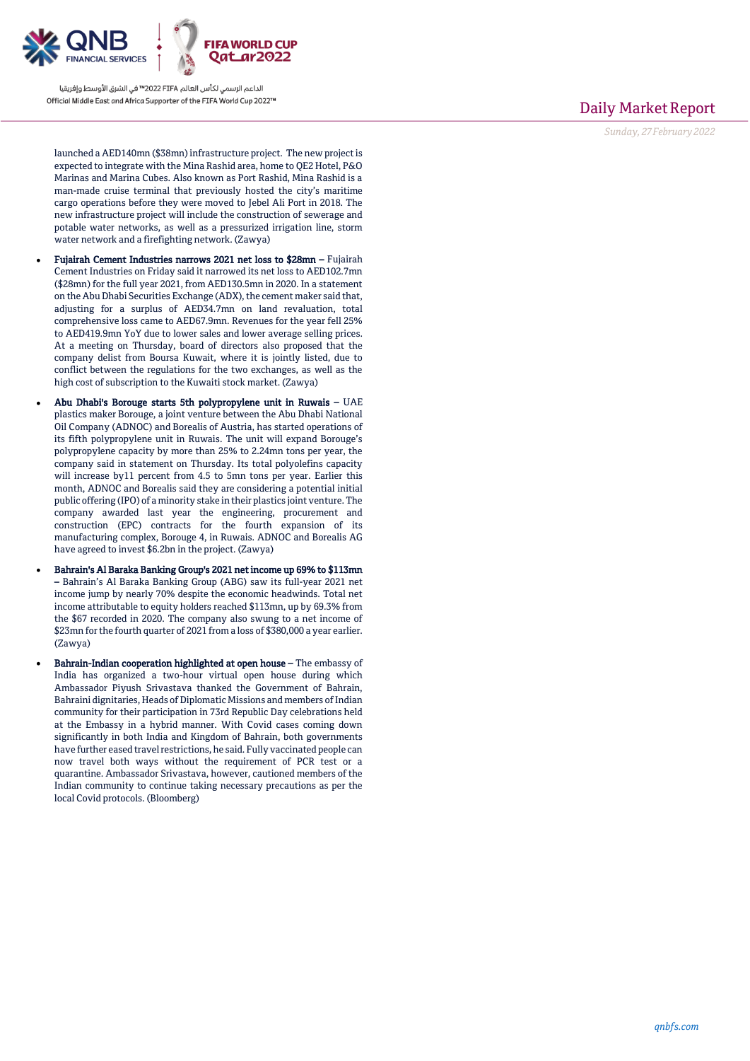launched a AED140mn ($38mn) infrastructure project. The new project is expected to integrate with the Mina Rashid area, home to QE2 Hotel, P&O Marinas and Marina Cubes. Also known as Port Rashid, Mina Rashid is a man-made cruise terminal that previously hosted the city's maritime cargo operations before they were moved to Jebel Ali Port in 2018. The new infrastructure project will include the construction of sewerage and potable water networks, as well as a pressurized irrigation line, storm water network and a firefighting network. (Zawya)

- **Fujairah Cement Industries narrows 2021 net loss to $28mn –** Fujairah Cement Industries on Friday said it narrowed its net loss to AED102.7mn ($28mn) for the full year 2021, from AED130.5mn in 2020. In a statement on the Abu Dhabi Securities Exchange (ADX), the cement maker said that, adjusting for a surplus of AED34.7mn on land revaluation, total comprehensive loss came to AED67.9mn. Revenues for the year fell 25% to AED419.9mn YoY due to lower sales and lower average selling prices. At a meeting on Thursday, board of directors also proposed that the company delist from Boursa Kuwait, where it is jointly listed, due to conflict between the regulations for the two exchanges, as well as the high cost of subscription to the Kuwaiti stock market. (Zawya)
- **Abu Dhabi's Borouge starts 5th polypropylene unit in Ruwais –** UAE plastics maker Borouge, a joint venture between the Abu Dhabi National Oil Company (ADNOC) and Borealis of Austria, has started operations of its fifth polypropylene unit in Ruwais. The unit will expand Borouge's polypropylene capacity by more than 25% to 2.24mn tons per year, the company said in statement on Thursday. Its total polyolefins capacity will increase by11 percent from 4.5 to 5mn tons per year. Earlier this month, ADNOC and Borealis said they are considering a potential initial public offering (IPO) of a minority stake in their plastics joint venture. The company awarded last year the engineering, procurement and construction (EPC) contracts for the fourth expansion of its manufacturing complex, Borouge 4, in Ruwais. ADNOC and Borealis AG have agreed to invest $6.2bn in the project. (Zawya)
- **Bahrain's Al Baraka Banking Group's 2021 net income up 69% to $113mn –** Bahrain's Al Baraka Banking Group (ABG) saw its full-year 2021 net income jump by nearly 70% despite the economic headwinds. Total net income attributable to equity holders reached $113mn, up by 69.3% from the $67 recorded in 2020. The company also swung to a net income of $23mn for the fourth quarter of 2021 from a loss of $380,000 a year earlier. (Zawya)
- **Bahrain-Indian cooperation highlighted at open house –** The embassy of India has organized a two-hour virtual open house during which Ambassador Piyush Srivastava thanked the Government of Bahrain, Bahraini dignitaries, Heads of Diplomatic Missions and members of Indian community for their participation in 73rd Republic Day celebrations held at the Embassy in a hybrid manner. With Covid cases coming down significantly in both India and Kingdom of Bahrain, both governments have further eased travel restrictions, he said. Fully vaccinated people can now travel both ways without the requirement of PCR test or a quarantine. Ambassador Srivastava, however, cautioned members of the Indian community to continue taking necessary precautions as per the local Covid protocols. (Bloomberg)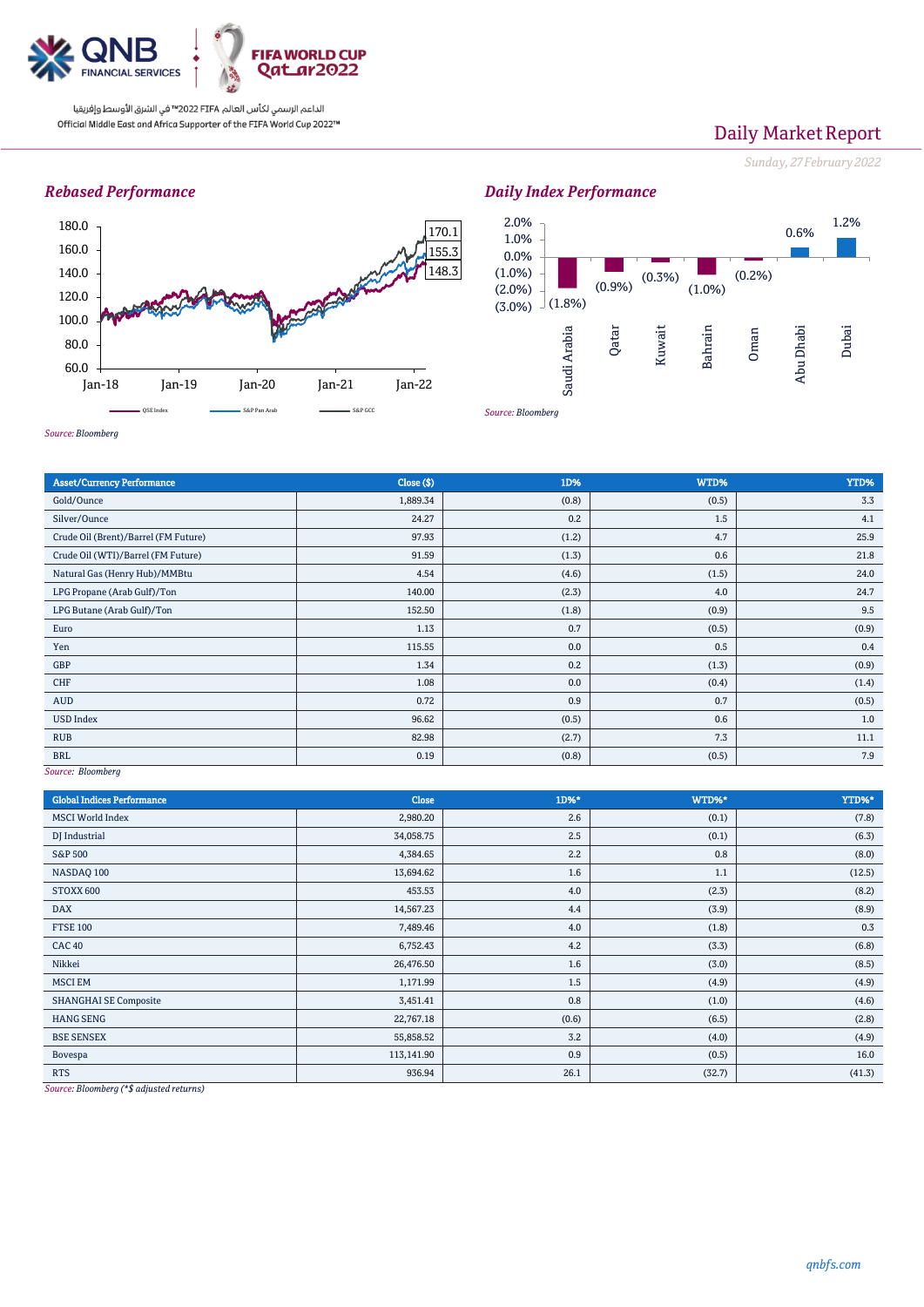Daily Market Report

*Sunday, 27 February 2022*

## *Rebased Performance*

*Source: Bloomberg*

## *Daily Index Performance*

*Source: Bloomberg*

| Asset/Currency Performance | Close ($) | 1D% | WTD% | YTD% |
|---|---|---|---|---|
| Gold/Ounce | 1,889.34 | (0.8) | (0.5) | 3.3 |
| Silver/Ounce | 24.27 | 0.2 | 1.5 | 4.1 |
| Crude Oil (Brent)/Barrel (FM Future) | 97.93 | (1.2) | 4.7 | 25.9 |
| Crude Oil (WTI)/Barrel (FM Future) | 91.59 | (1.3) | 0.6 | 21.8 |
| Natural Gas (Henry Hub)/MMBtu | 4.54 | (4.6) | (1.5) | 24.0 |
| LPG Propane (Arab Gulf)/Ton | 140.00 | (2.3) | 4.0 | 24.7 |
| LPG Butane (Arab Gulf)/Ton | 152.50 | (1.8) | (0.9) | 9.5 |
| Euro | 1.13 | 0.7 | (0.5) | (0.9) |
| Yen | 115.55 | 0.0 | 0.5 | 0.4 |
| GBP | 1.34 | 0.2 | (1.3) | (0.9) |
| CHF | 1.08 | 0.0 | (0.4) | (1.4) |
| AUD | 0.72 | 0.9 | 0.7 | (0.5) |
| USD Index | 96.62 | (0.5) | 0.6 | 1.0 |
| RUB | 82.98 | (2.7) | 7.3 | 11.1 |
| BRL | 0.19 | (0.8) | (0.5) | 7.9 |

*Source: Bloomberg*

| Global Indices Performance | Close | 1D%* | WTD%* | YTD%* |
|---|---|---|---|---|
| MSCI World Index | 2,980.20 | 2.6 | (0.1) | (7.8) |
| DJ Industrial | 34,058.75 | 2.5 | (0.1) | (6.3) |
| S&P 500 | 4,384.65 | 2.2 | 0.8 | (8.0) |
| NASDAQ 100 | 13,694.62 | 1.6 | 1.1 | (12.5) |
| STOXX 600 | 453.53 | 4.0 | (2.3) | (8.2) |
| DAX | 14,567.23 | 4.4 | (3.9) | (8.9) |
| FTSE 100 | 7,489.46 | 4.0 | (1.8) | 0.3 |
| CAC 40 | 6,752.43 | 4.2 | (3.3) | (6.8) |
| Nikkei | 26,476.50 | 1.6 | (3.0) | (8.5) |
| MSCI EM | 1,171.99 | 1.5 | (4.9) | (4.9) |
| SHANGHAI SE Composite | 3,451.41 | 0.8 | (1.0) | (4.6) |
| HANG SENG | 22,767.18 | (0.6) | (6.5) | (2.8) |
| BSE SENSEX | 55,858.52 | 3.2 | (4.0) | (4.9) |
| Bovespa | 113,141.90 | 0.9 | (0.5) | 16.0 |
| RTS | 936.94 | 26.1 | (32.7) | (41.3) |

*Source: Bloomberg (*$ adjusted returns)*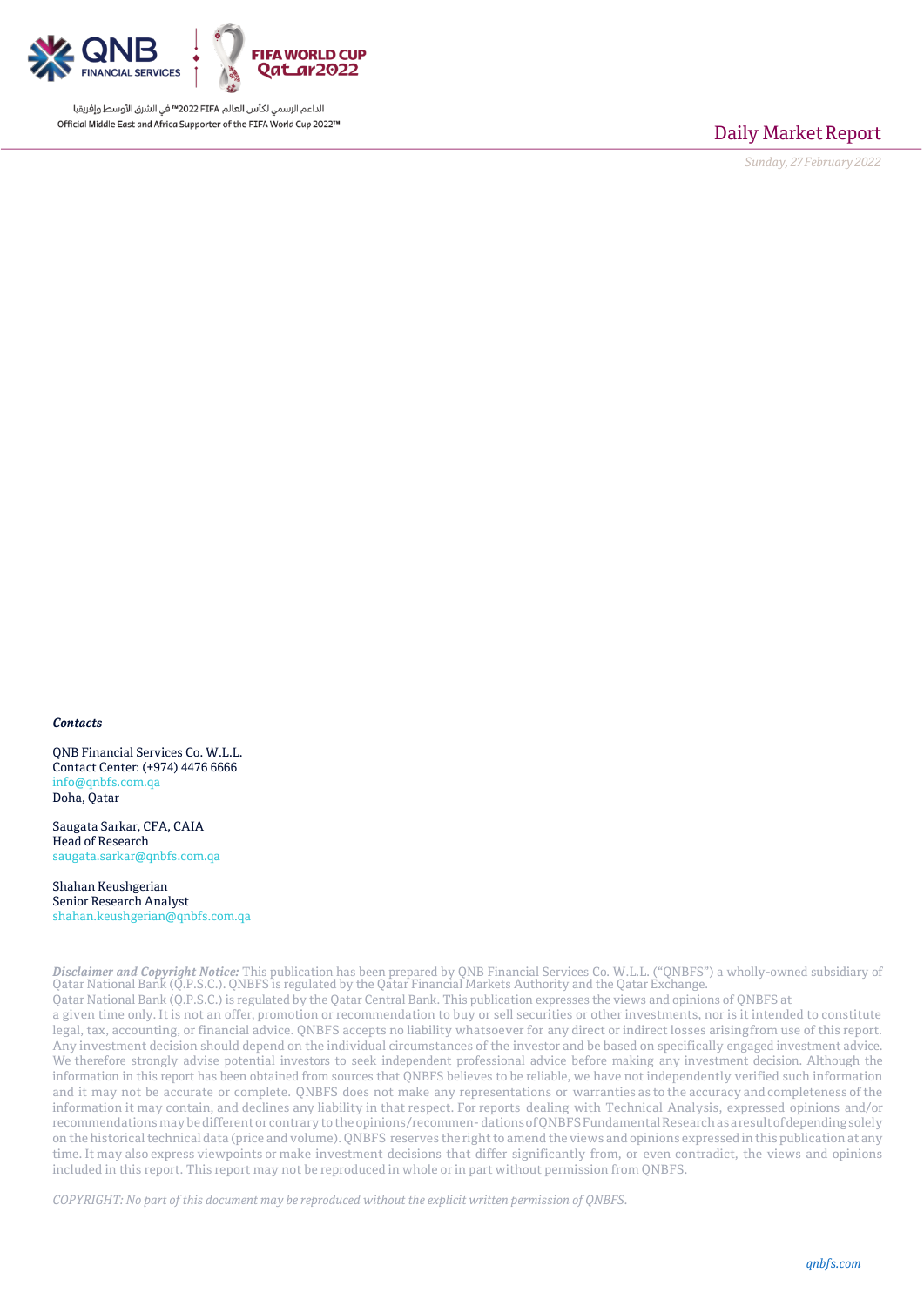الداعم الرسمي لكأس العالم FIFA 2022™ في الشرق الأوسط وإفريقيا
Official Middle East and Africa Supporter of the FIFA World Cup 2022™

Daily Market Report

*Sunday, 27 February 2022*

***Contacts***

QNB Financial Services Co. W.L.L.
Contact Center: (+974) 4476 6666
info@qnbfs.com.qa
Doha, Qatar

Saugata Sarkar, CFA, CAIA
Head of Research
saugata.sarkar@qnbfs.com.qa

Shahan Keushgerian
Senior Research Analyst
shahan.keushgerian@qnbfs.com.qa

***Disclaimer and Copyright Notice:*** This publication has been prepared by QNB Financial Services Co. W.L.L. ("QNBFS") a wholly-owned subsidiary of Qatar National Bank (Q.P.S.C.). QNBFS is regulated by the Qatar Financial Markets Authority and the Qatar Exchange. Qatar National Bank (Q.P.S.C.) is regulated by the Qatar Central Bank. This publication expresses the views and opinions of QNBFS at a given time only. It is not an offer, promotion or recommendation to buy or sell securities or other investments, nor is it intended to constitute legal, tax, accounting, or financial advice. QNBFS accepts no liability whatsoever for any direct or indirect losses arising from use of this report. Any investment decision should depend on the individual circumstances of the investor and be based on specifically engaged investment advice. We therefore strongly advise potential investors to seek independent professional advice before making any investment decision. Although the information in this report has been obtained from sources that QNBFS believes to be reliable, we have not independently verified such information and it may not be accurate or complete. QNBFS does not make any representations or warranties as to the accuracy and completeness of the information it may contain, and declines any liability in that respect. For reports dealing with Technical Analysis, expressed opinions and/or recommendations may be different or contrary to the opinions/recommen- dations of QNBFS Fundamental Research as a result of depending solely on the historical technical data (price and volume). QNBFS reserves the right to amend the views and opinions expressed in this publication at any time. It may also express viewpoints or make investment decisions that differ significantly from, or even contradict, the views and opinions included in this report. This report may not be reproduced in whole or in part without permission from QNBFS.

*COPYRIGHT: No part of this document may be reproduced without the explicit written permission of QNBFS.*

*qnbfs.com*